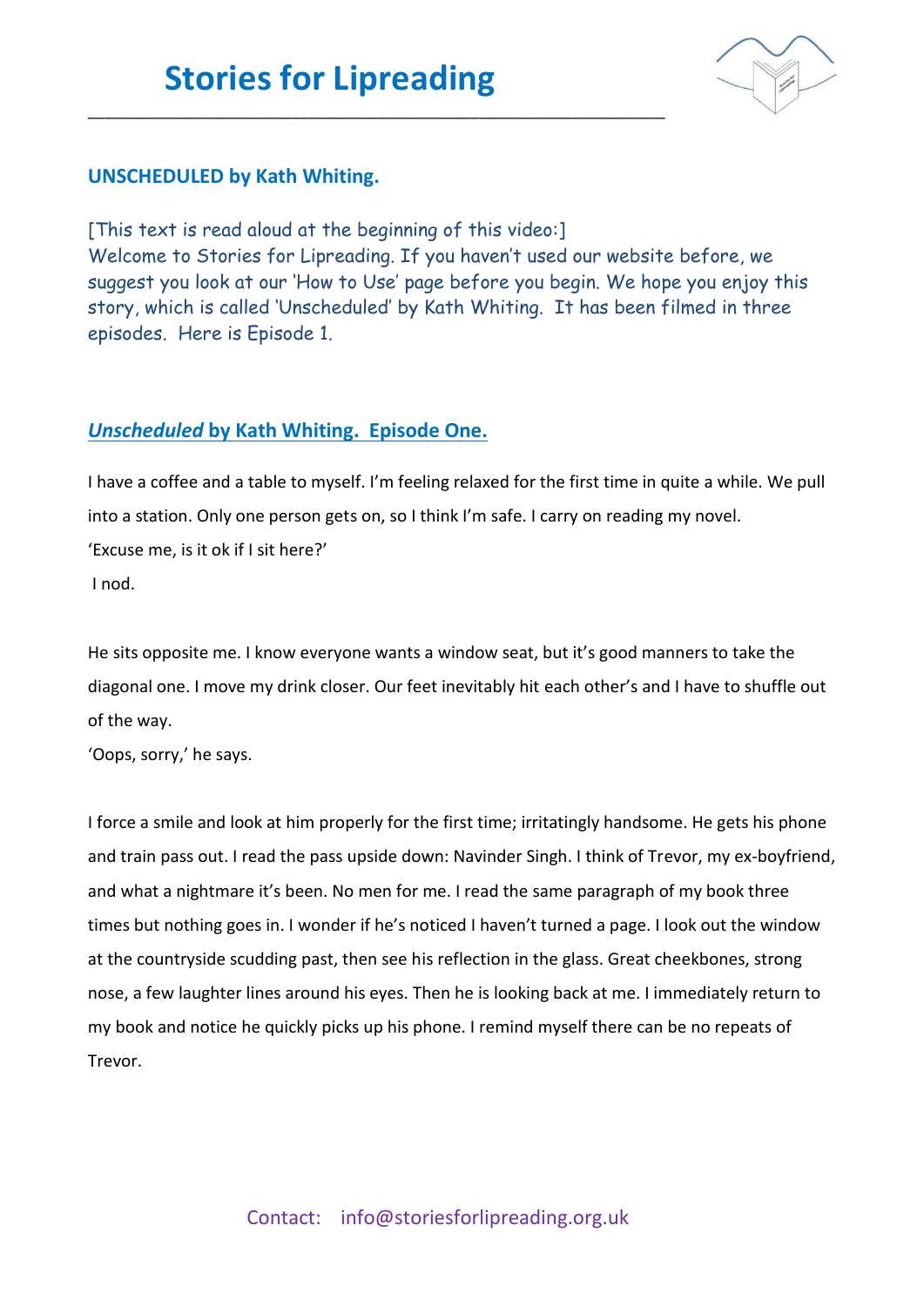# Stories for Lipreading

## UNSCHEDULED by Kath Whiting.

[This text is read aloud at the beginning of this video:]
Welcome to Stories for Lipreading. If you haven't used our website before, we suggest you look at our 'How to Use' page before you begin. We hope you enjoy this story, which is called 'Unscheduled' by Kath Whiting. It has been filmed in three episodes. Here is Episode 1.

## *Unscheduled* by Kath Whiting. Episode One.

I have a coffee and a table to myself. I'm feeling relaxed for the first time in quite a while. We pull into a station. Only one person gets on, so I think I'm safe. I carry on reading my novel.
'Excuse me, is it ok if I sit here?'
I nod.

He sits opposite me. I know everyone wants a window seat, but it's good manners to take the diagonal one. I move my drink closer. Our feet inevitably hit each other's and I have to shuffle out of the way.
'Oops, sorry,' he says.

I force a smile and look at him properly for the first time; irritatingly handsome. He gets his phone and train pass out. I read the pass upside down: Navinder Singh. I think of Trevor, my ex-boyfriend, and what a nightmare it's been. No men for me. I read the same paragraph of my book three times but nothing goes in. I wonder if he's noticed I haven't turned a page. I look out the window at the countryside scudding past, then see his reflection in the glass. Great cheekbones, strong nose, a few laughter lines around his eyes. Then he is looking back at me. I immediately return to my book and notice he quickly picks up his phone. I remind myself there can be no repeats of Trevor.

Contact: info@storiesforlipreading.org.uk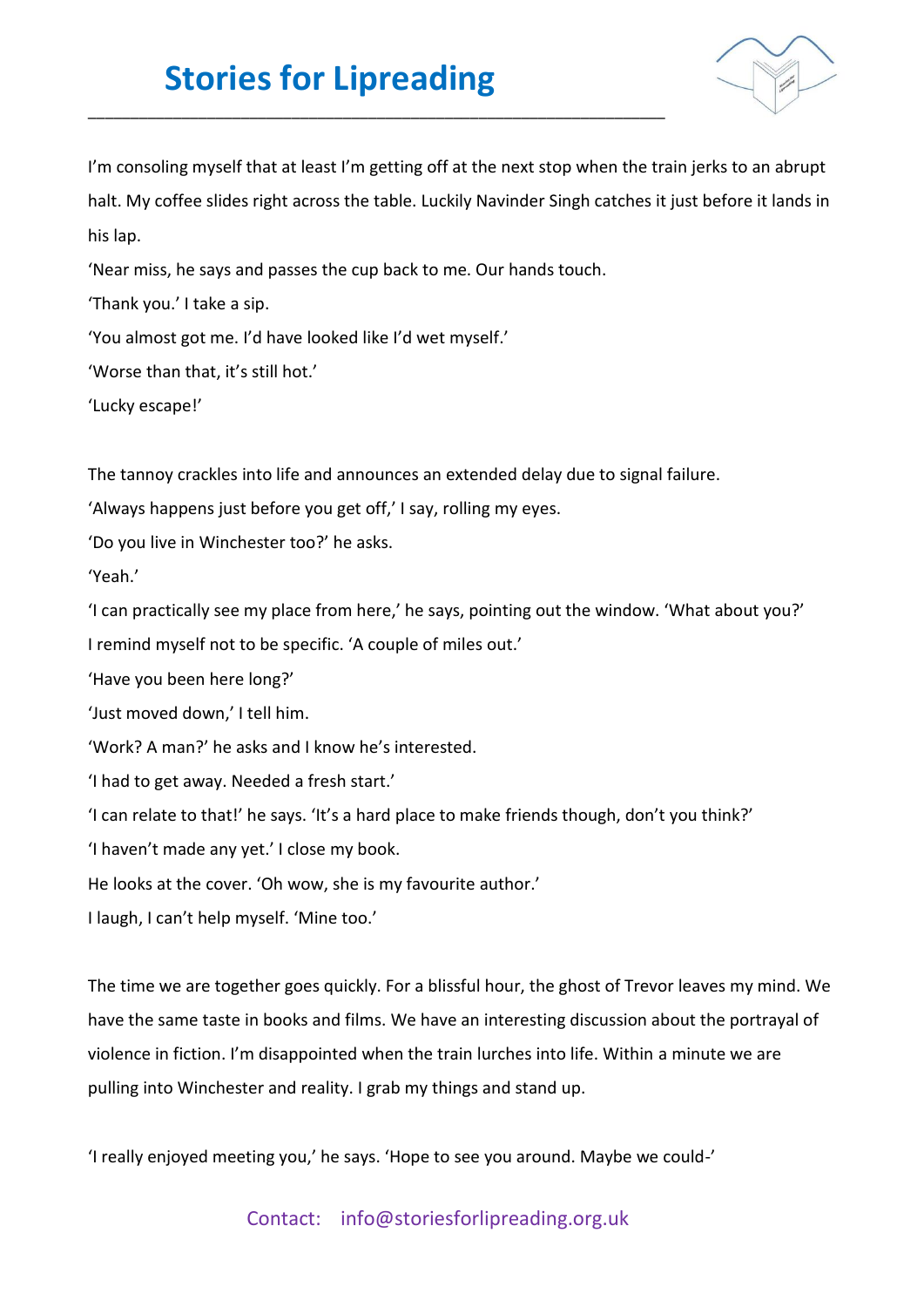I'm consoling myself that at least I'm getting off at the next stop when the train jerks to an abrupt halt. My coffee slides right across the table. Luckily Navinder Singh catches it just before it lands in his lap.

'Near miss, he says and passes the cup back to me. Our hands touch.

'Thank you.' I take a sip.

'You almost got me. I'd have looked like I'd wet myself.'

'Worse than that, it's still hot.'

'Lucky escape!'

The tannoy crackles into life and announces an extended delay due to signal failure.

'Always happens just before you get off,' I say, rolling my eyes.

'Do you live in Winchester too?' he asks.

'Yeah.'

'I can practically see my place from here,' he says, pointing out the window. 'What about you?'

I remind myself not to be specific. 'A couple of miles out.'

'Have you been here long?'

'Just moved down,' I tell him.

'Work? A man?' he asks and I know he's interested.

'I had to get away. Needed a fresh start.'

'I can relate to that!' he says. 'It's a hard place to make friends though, don't you think?'

'I haven't made any yet.' I close my book.

He looks at the cover. 'Oh wow, she is my favourite author.'

I laugh, I can't help myself. 'Mine too.'

The time we are together goes quickly. For a blissful hour, the ghost of Trevor leaves my mind. We have the same taste in books and films. We have an interesting discussion about the portrayal of violence in fiction. I'm disappointed when the train lurches into life. Within a minute we are pulling into Winchester and reality. I grab my things and stand up.

'I really enjoyed meeting you,' he says. 'Hope to see you around. Maybe we could-'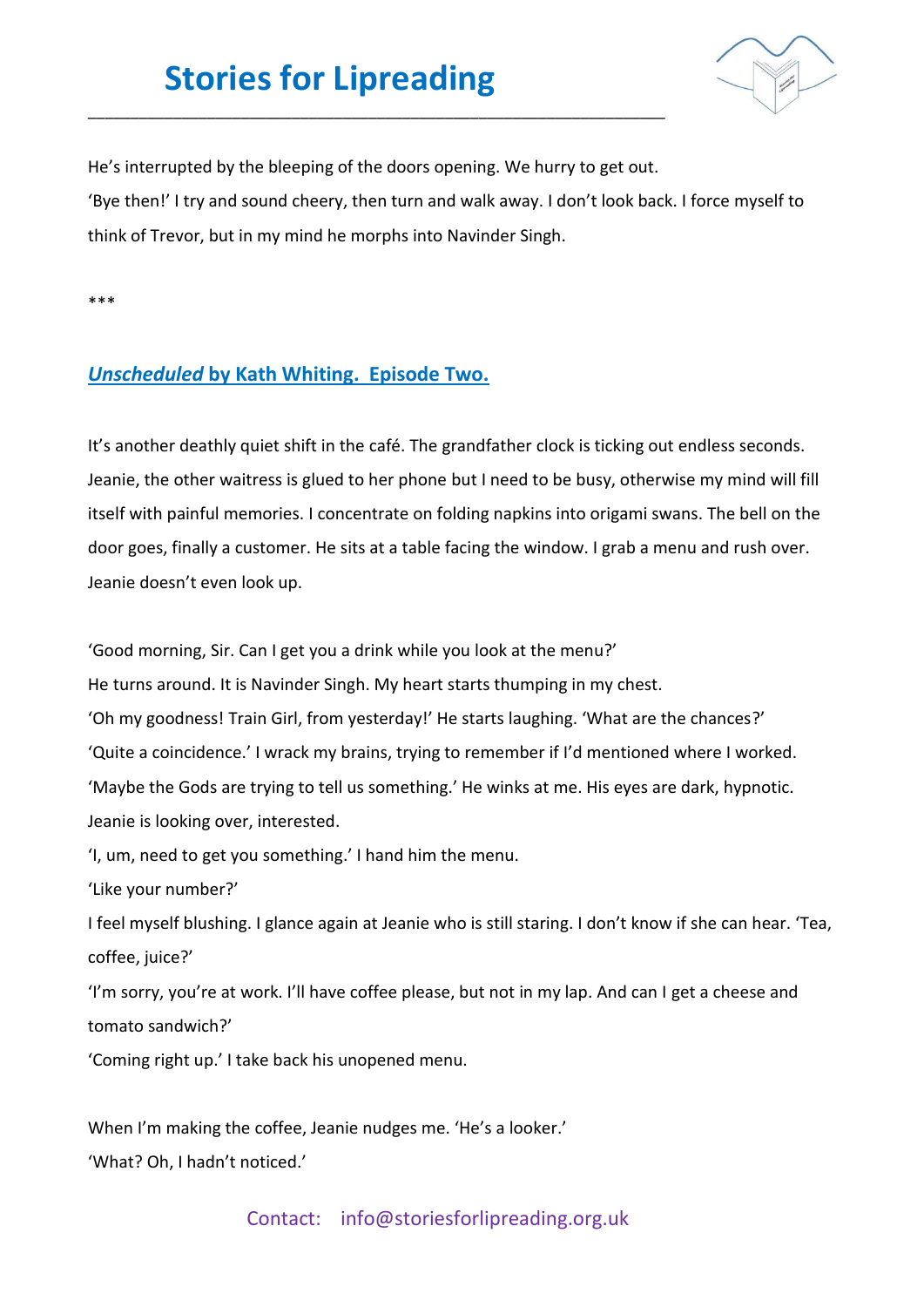He's interrupted by the bleeping of the doors opening. We hurry to get out.

'Bye then!' I try and sound cheery, then turn and walk away. I don't look back. I force myself to think of Trevor, but in my mind he morphs into Navinder Singh.

***

## *Unscheduled* by Kath Whiting. Episode Two.

It's another deathly quiet shift in the café. The grandfather clock is ticking out endless seconds. Jeanie, the other waitress is glued to her phone but I need to be busy, otherwise my mind will fill itself with painful memories. I concentrate on folding napkins into origami swans. The bell on the door goes, finally a customer. He sits at a table facing the window. I grab a menu and rush over. Jeanie doesn't even look up.

'Good morning, Sir. Can I get you a drink while you look at the menu?'

He turns around. It is Navinder Singh. My heart starts thumping in my chest.

'Oh my goodness! Train Girl, from yesterday!' He starts laughing. 'What are the chances?'

'Quite a coincidence.' I wrack my brains, trying to remember if I'd mentioned where I worked.

'Maybe the Gods are trying to tell us something.' He winks at me. His eyes are dark, hypnotic. Jeanie is looking over, interested.

'I, um, need to get you something.' I hand him the menu.

'Like your number?'

I feel myself blushing. I glance again at Jeanie who is still staring. I don't know if she can hear. 'Tea, coffee, juice?'

'I'm sorry, you're at work. I'll have coffee please, but not in my lap. And can I get a cheese and tomato sandwich?'

'Coming right up.' I take back his unopened menu.

When I'm making the coffee, Jeanie nudges me. 'He's a looker.'

'What? Oh, I hadn't noticed.'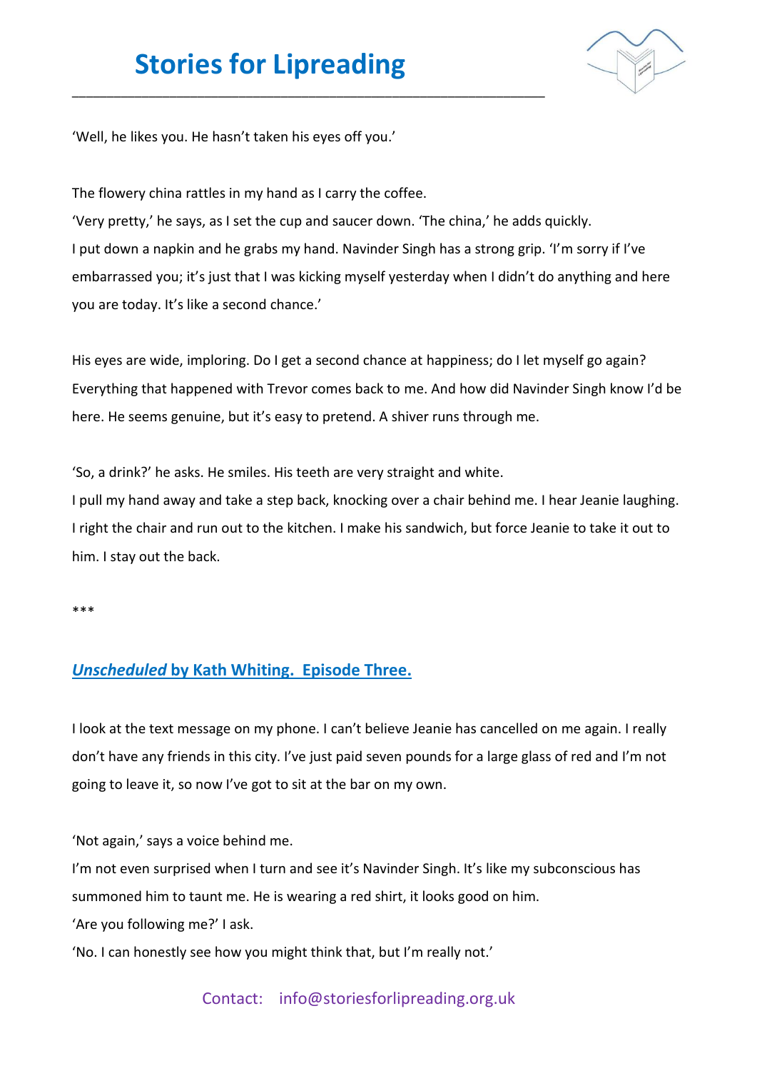'Well, he likes you. He hasn't taken his eyes off you.'

The flowery china rattles in my hand as I carry the coffee.

'Very pretty,' he says, as I set the cup and saucer down. 'The china,' he adds quickly.

I put down a napkin and he grabs my hand. Navinder Singh has a strong grip. 'I'm sorry if I've embarrassed you; it's just that I was kicking myself yesterday when I didn't do anything and here you are today. It's like a second chance.'

His eyes are wide, imploring. Do I get a second chance at happiness; do I let myself go again? Everything that happened with Trevor comes back to me. And how did Navinder Singh know I'd be here. He seems genuine, but it's easy to pretend. A shiver runs through me.

'So, a drink?' he asks. He smiles. His teeth are very straight and white.

I pull my hand away and take a step back, knocking over a chair behind me. I hear Jeanie laughing. I right the chair and run out to the kitchen. I make his sandwich, but force Jeanie to take it out to him. I stay out the back.

***

## *Unscheduled* by Kath Whiting. Episode Three.

I look at the text message on my phone. I can't believe Jeanie has cancelled on me again. I really don't have any friends in this city. I've just paid seven pounds for a large glass of red and I'm not going to leave it, so now I've got to sit at the bar on my own.

'Not again,' says a voice behind me.

I'm not even surprised when I turn and see it's Navinder Singh. It's like my subconscious has summoned him to taunt me. He is wearing a red shirt, it looks good on him.

'Are you following me?' I ask.

'No. I can honestly see how you might think that, but I'm really not.'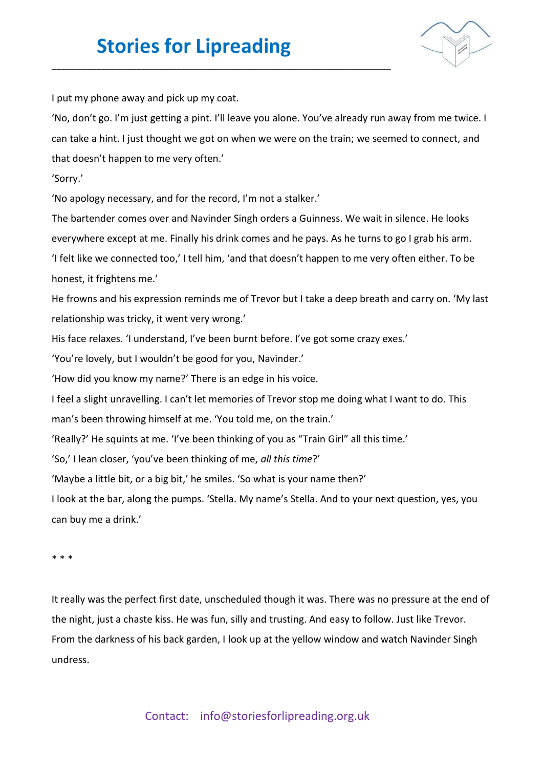I put my phone away and pick up my coat.

'No, don't go. I'm just getting a pint. I'll leave you alone. You've already run away from me twice. I can take a hint. I just thought we got on when we were on the train; we seemed to connect, and that doesn't happen to me very often.'

'Sorry.'

'No apology necessary, and for the record, I'm not a stalker.'

The bartender comes over and Navinder Singh orders a Guinness. We wait in silence. He looks everywhere except at me. Finally his drink comes and he pays. As he turns to go I grab his arm.

'I felt like we connected too,' I tell him, 'and that doesn't happen to me very often either. To be honest, it frightens me.'

He frowns and his expression reminds me of Trevor but I take a deep breath and carry on. 'My last relationship was tricky, it went very wrong.'

His face relaxes. 'I understand, I've been burnt before. I've got some crazy exes.'

'You're lovely, but I wouldn't be good for you, Navinder.'

'How did you know my name?' There is an edge in his voice.

I feel a slight unravelling. I can't let memories of Trevor stop me doing what I want to do. This man's been throwing himself at me. 'You told me, on the train.'

'Really?' He squints at me. 'I've been thinking of you as "Train Girl" all this time.'

'So,' I lean closer, 'you've been thinking of me, *all this time*?'

'Maybe a little bit, or a big bit,' he smiles. 'So what is your name then?'

I look at the bar, along the pumps. 'Stella. My name's Stella. And to your next question, yes, you can buy me a drink.'

\* \* \*

It really was the perfect first date, unscheduled though it was. There was no pressure at the end of the night, just a chaste kiss. He was fun, silly and trusting. And easy to follow. Just like Trevor. From the darkness of his back garden, I look up at the yellow window and watch Navinder Singh undress.